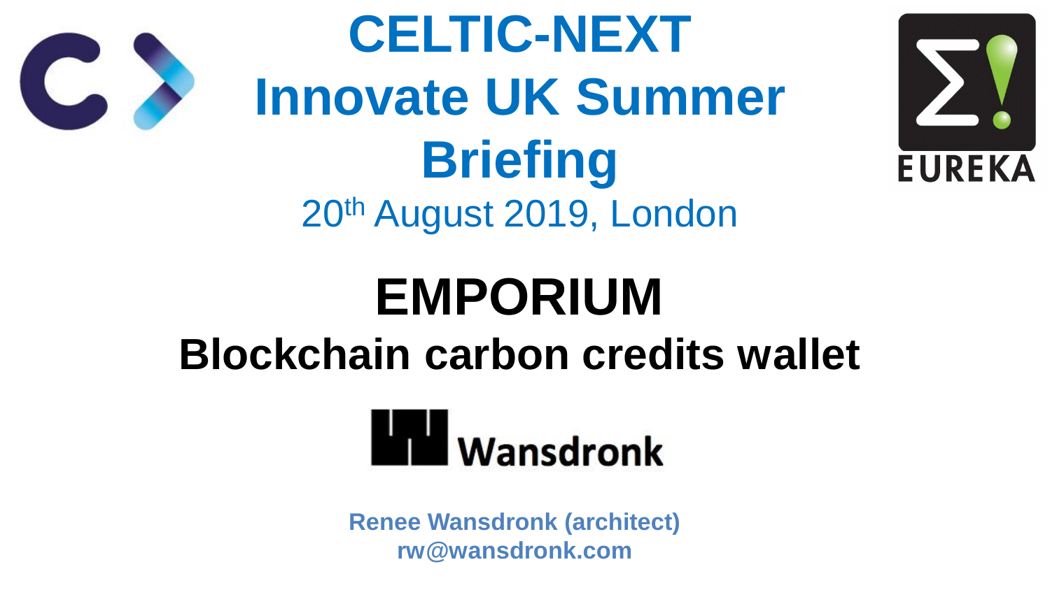# CELTIC-NEXT Innovate UK Summer Briefing

20th August 2019, London

# EMPORIUM

## Blockchain carbon credits wallet

Wansdronk

**Renee Wansdronk (architect)**
**rw@wansdronk.com**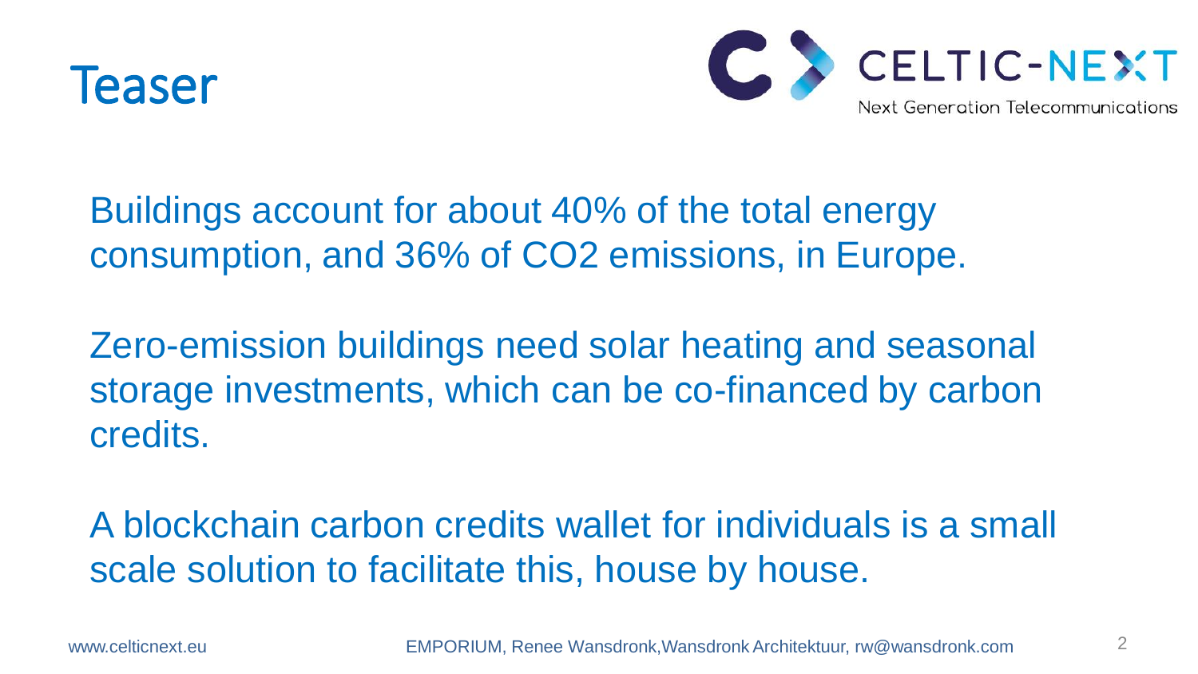# Teaser

Buildings account for about 40% of the total energy consumption, and 36% of $CO_2$ emissions, in Europe.

Zero-emission buildings need solar heating and seasonal storage investments, which can be co-financed by carbon credits.

A blockchain carbon credits wallet for individuals is a small scale solution to facilitate this, house by house.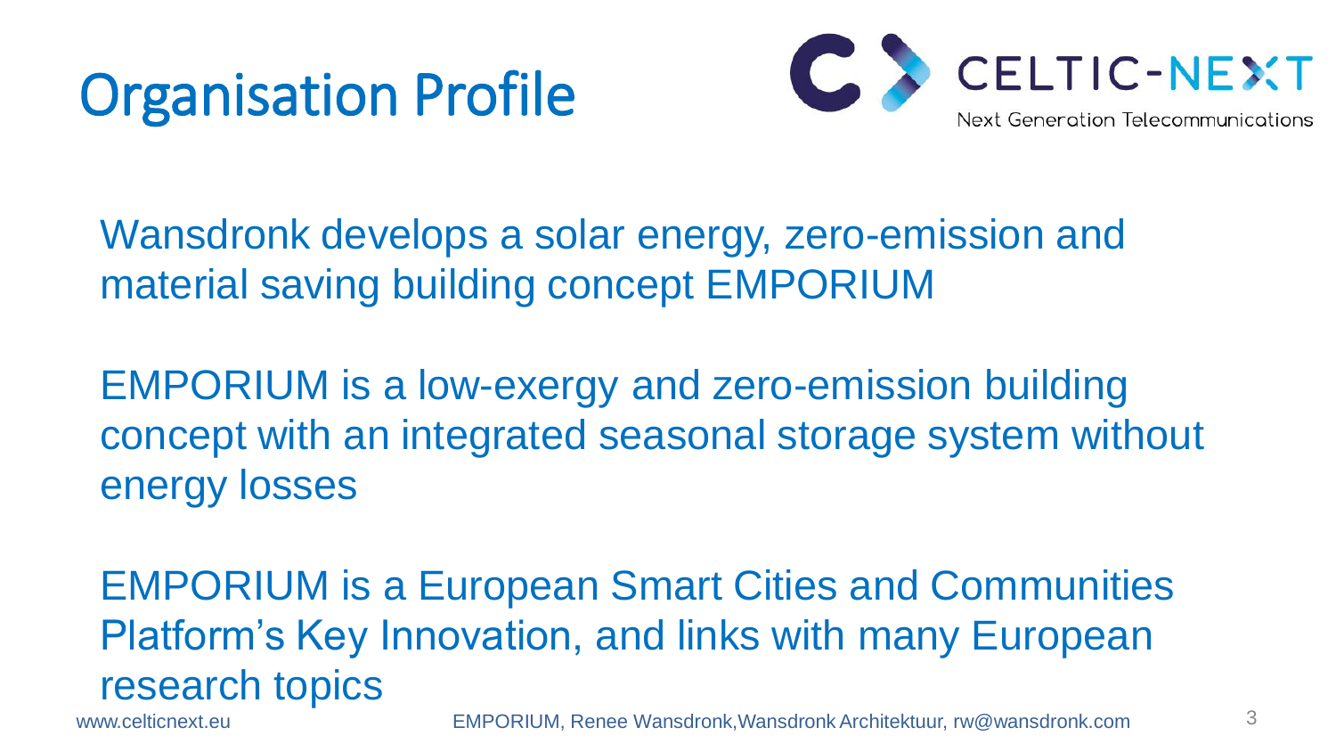# Organisation Profile

Wansdronk develops a solar energy, zero-emission and material saving building concept EMPORIUM

EMPORIUM is a low-exergy and zero-emission building concept with an integrated seasonal storage system without energy losses

EMPORIUM is a European Smart Cities and Communities Platform's Key Innovation, and links with many European research topics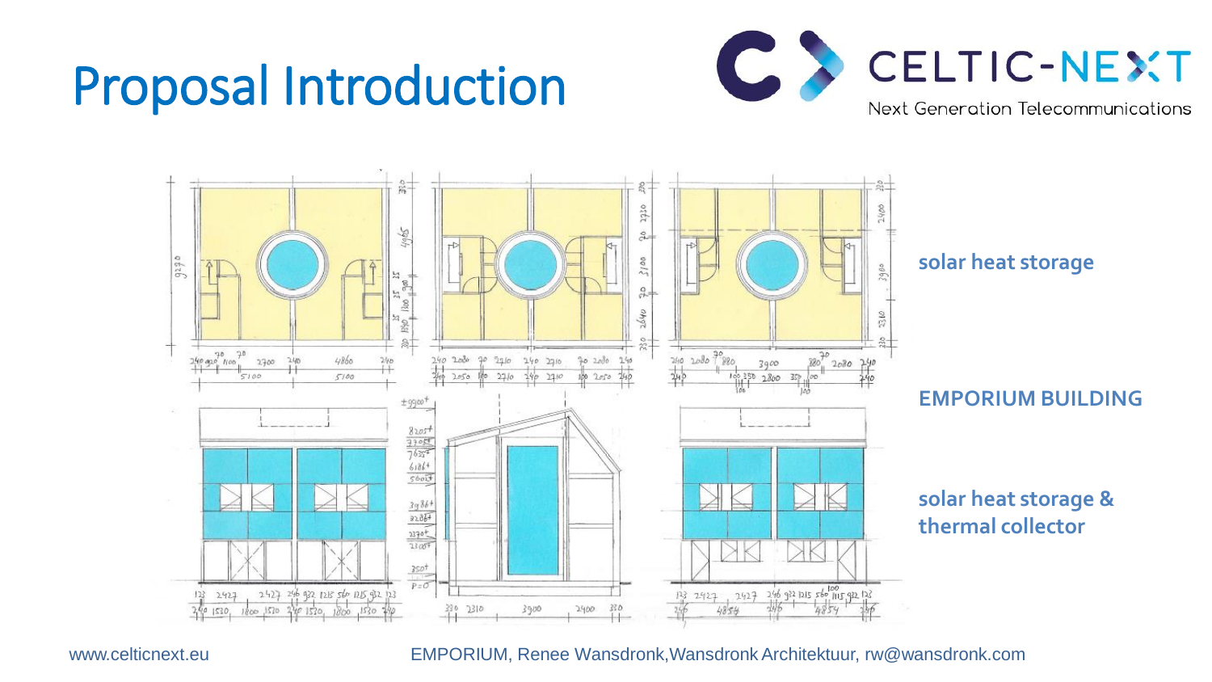# Proposal Introduction

**solar heat storage**

**EMPORIUM BUILDING**

**solar heat storage & thermal collector**

www.celticnext.eu EMPORIUM, Renee Wansdronk, Wansdronk Architektuur, rw@wansdronk.com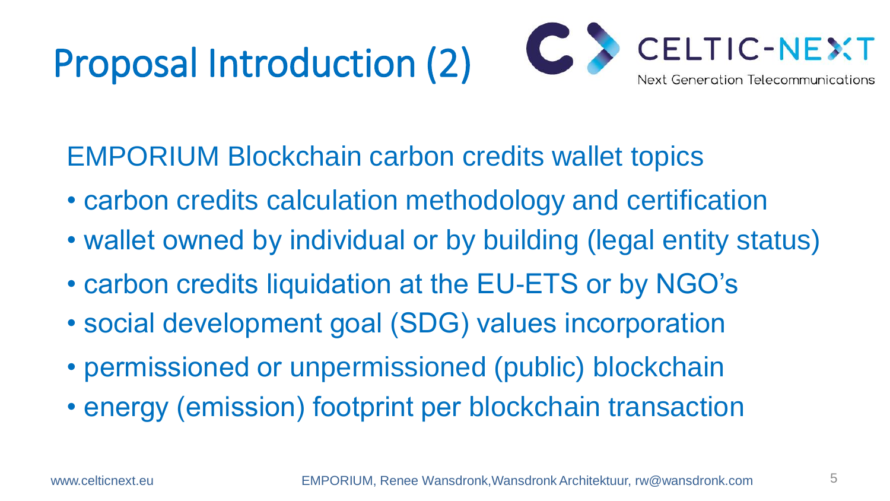# Proposal Introduction (2)

EMPORIUM Blockchain carbon credits wallet topics

- carbon credits calculation methodology and certification
- wallet owned by individual or by building (legal entity status)
- carbon credits liquidation at the EU-ETS or by NGO's
- social development goal (SDG) values incorporation
- permissioned or unpermissioned (public) blockchain
- energy (emission) footprint per blockchain transaction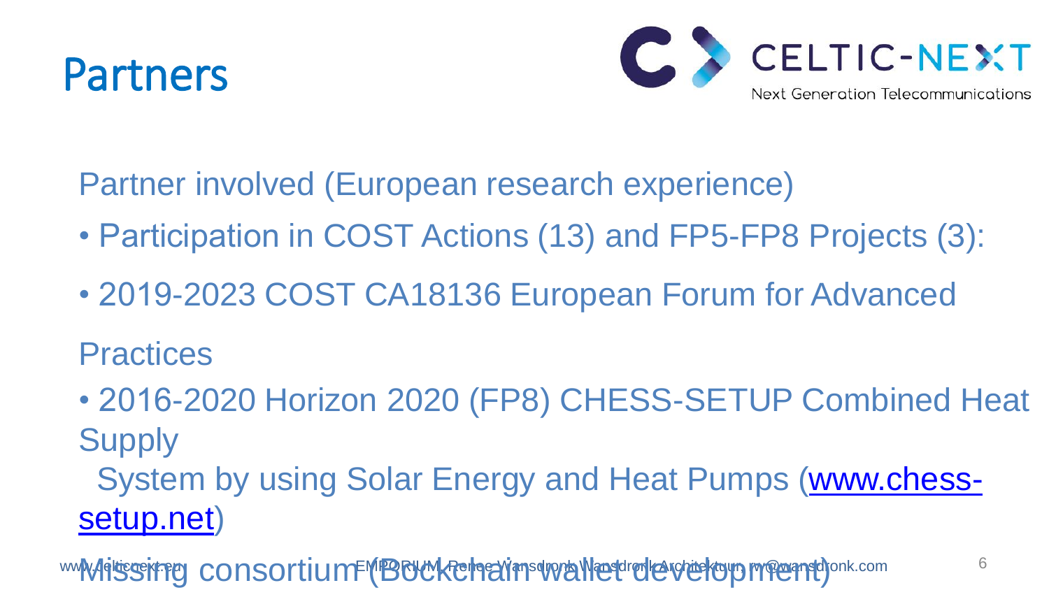# Partners

Partner involved (European research experience)

- Participation in COST Actions (13) and FP5-FP8 Projects (3):
- 2019-2023 COST CA18136 European Forum for Advanced

Practices

- 2016-2020 Horizon 2020 (FP8) CHESS-SETUP Combined Heat Supply

  System by using Solar Energy and Heat Pumps (www.chess-setup.net)

Missing consortium (Bockchain wallet development)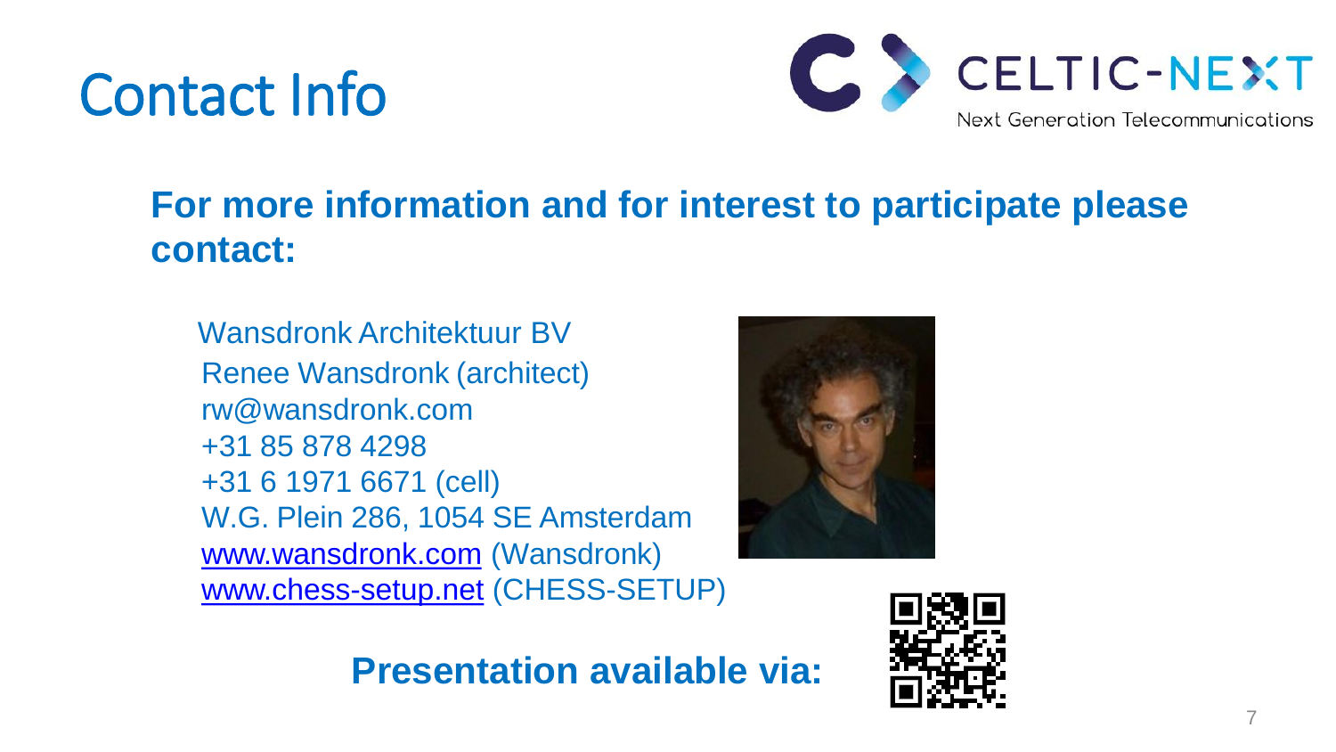# Contact Info

CELTIC-NEXT
Next Generation Telecommunications

**For more information and for interest to participate please contact:**

Wansdronk Architektuur BV
Renee Wansdronk (architect)
rw@wansdronk.com
+31 85 878 4298
+31 6 1971 6671 (cell)
W.G. Plein 286, 1054 SE Amsterdam
[www.wansdronk.com](http://www.wansdronk.com) (Wansdronk)
[www.chess-setup.net](http://www.chess-setup.net) (CHESS-SETUP)

**Presentation available via:**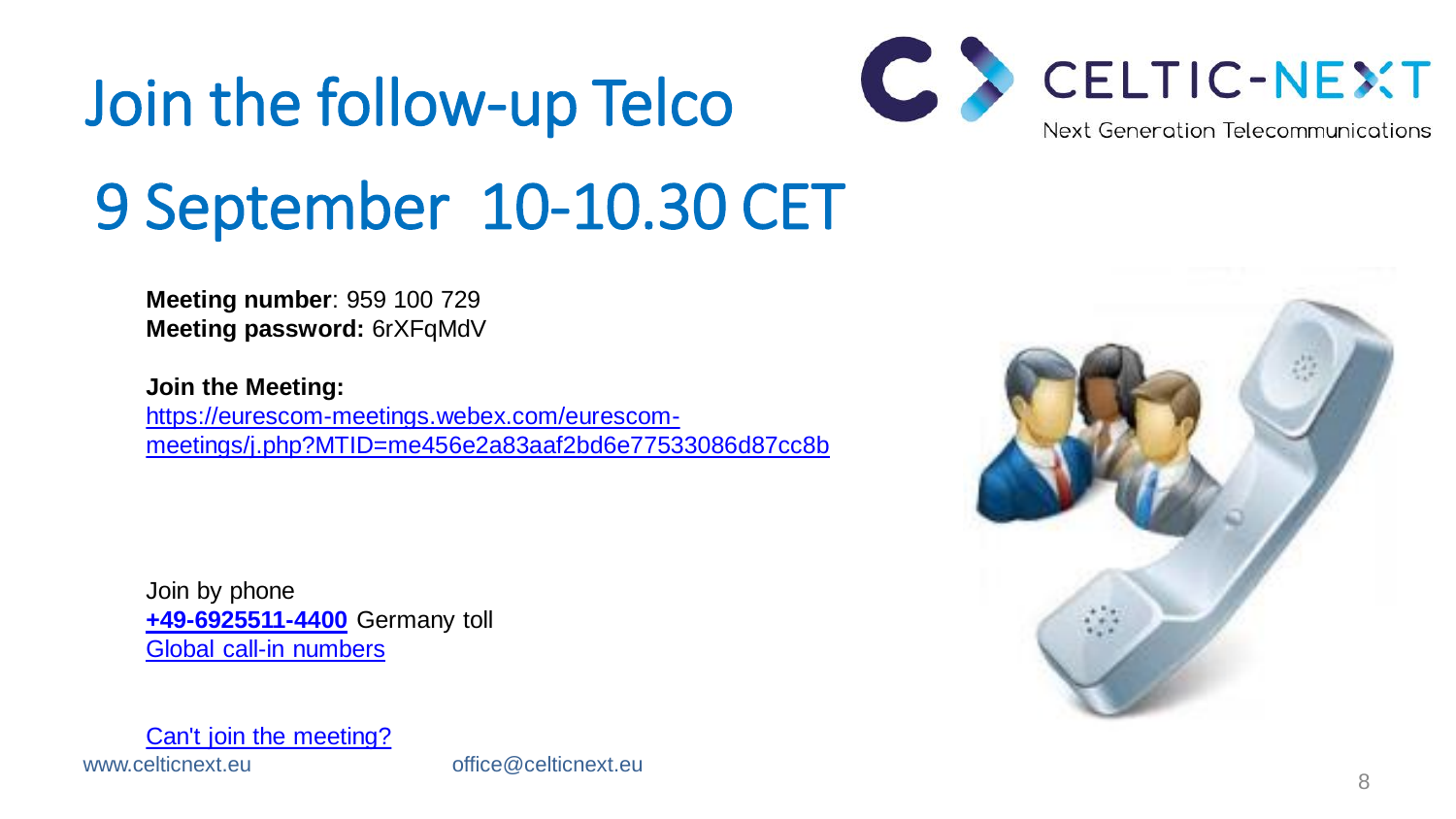# Join the follow-up Telco

# 9 September 10-10.30 CET

**Meeting number**: 959 100 729
**Meeting password:** 6rXFqMdV

**Join the Meeting:**
[https://eurescom-meetings.webex.com/eurescom-meetings/j.php?MTID=me456e2a83aaf2bd6e77533086d87cc8b](https://eurescom-meetings.webex.com/eurescom-meetings/j.php?MTID=me456e2a83aaf2bd6e77533086d87cc8b)

Join by phone
**+49-6925511-4400** Germany toll
Global call-in numbers

Can't join the meeting?

www.celticnext.eu office@celticnext.eu